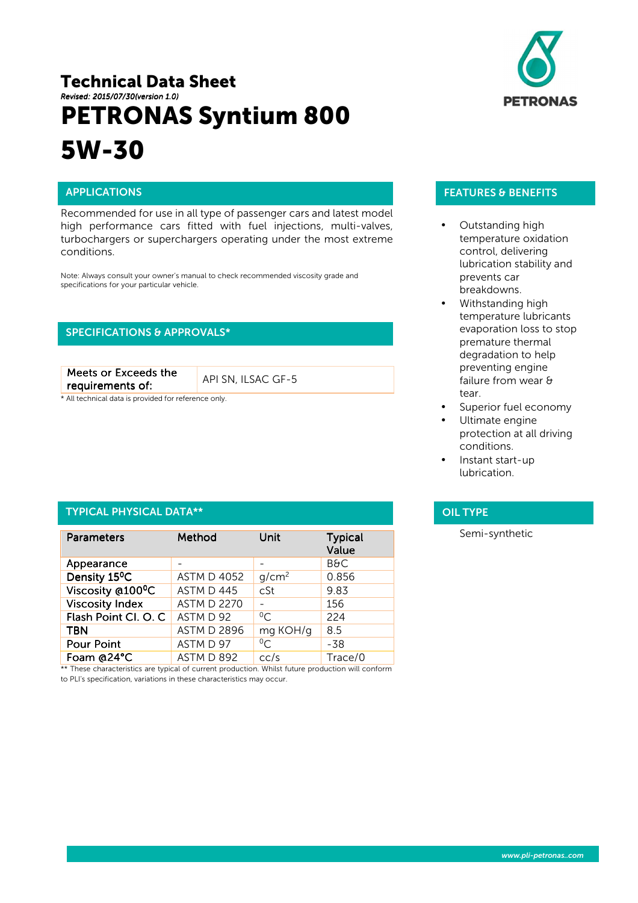# Technical Data Sheet

*Revised: 2015/07/30(version 1.0)*

# PETRONAS Syntium 800 5W-30

PETRONAS

## APPLICATIONS

Recommended for use in all type of passenger cars and latest model high performance cars fitted with fuel injections, multi-valves, turbochargers or superchargers operating under the most extreme conditions.

Note: Always consult your owner's manual to check recommended viscosity grade and specifications for your particular vehicle.

## SPECIFICATIONS & APPROVALS*

| Meets or Exceeds the requirements of: | API SN, ILSAC GF-5 |
|---|---|

\* All technical data is provided for reference only.

## TYPICAL PHYSICAL DATA**

| Parameters | Method | Unit | Typical Value |
|---|---|---|---|
| Appearance | - | - | B&C |
| Density 15$^0$C | ASTM D 4052 | g/cm$^2$ | 0.856 |
| Viscosity @100$^0$C | ASTM D 445 | cSt | 9.83 |
| Viscosity Index | ASTM D 2270 | - | 156 |
| Flash Point Cl. O. C | ASTM D 92 | $^0$C | 224 |
| TBN | ASTM D 2896 | mg KOH/g | 8.5 |
| Pour Point | ASTM D 97 | $^0$C | -38 |
| Foam @24°C | ASTM D 892 | cc/s | Trace/0 |

** These characteristics are typical of current production. Whilst future production will conform to PLI's specification, variations in these characteristics may occur.

## FEATURES & BENEFITS

- Outstanding high temperature oxidation control, delivering lubrication stability and prevents car breakdowns.
- Withstanding high temperature lubricants evaporation loss to stop premature thermal degradation to help preventing engine failure from wear & tear.
- Superior fuel economy
- Ultimate engine protection at all driving conditions.
- Instant start-up lubrication.

## OIL TYPE

Semi-synthetic

www.pli-petronas..com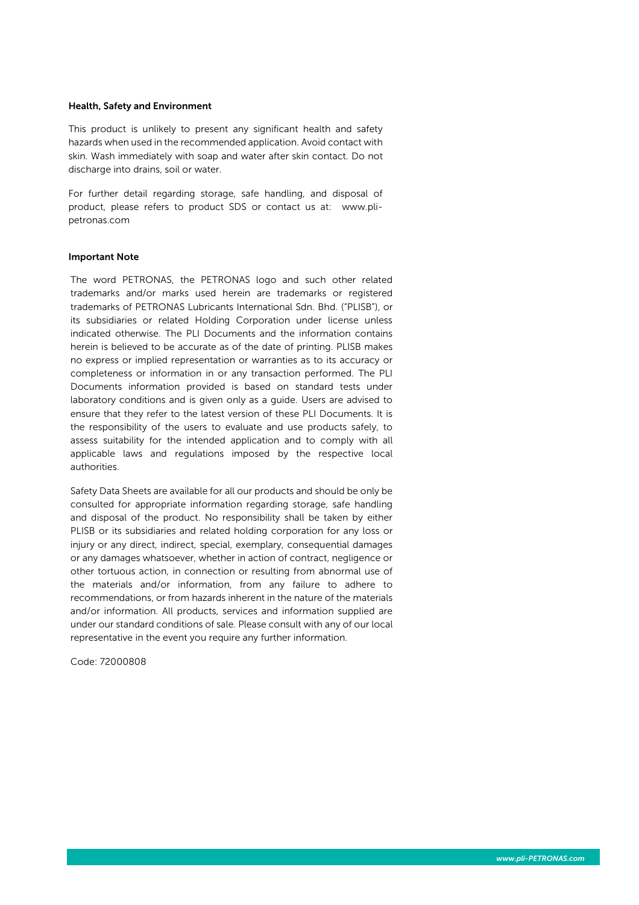**Health, Safety and Environment**

This product is unlikely to present any significant health and safety hazards when used in the recommended application. Avoid contact with skin. Wash immediately with soap and water after skin contact. Do not discharge into drains, soil or water.

For further detail regarding storage, safe handling, and disposal of product, please refers to product SDS or contact us at: www.pli-petronas.com

**Important Note**

The word PETRONAS, the PETRONAS logo and such other related trademarks and/or marks used herein are trademarks or registered trademarks of PETRONAS Lubricants International Sdn. Bhd. ("PLISB"), or its subsidiaries or related Holding Corporation under license unless indicated otherwise. The PLI Documents and the information contains herein is believed to be accurate as of the date of printing. PLISB makes no express or implied representation or warranties as to its accuracy or completeness or information in or any transaction performed. The PLI Documents information provided is based on standard tests under laboratory conditions and is given only as a guide. Users are advised to ensure that they refer to the latest version of these PLI Documents. It is the responsibility of the users to evaluate and use products safely, to assess suitability for the intended application and to comply with all applicable laws and regulations imposed by the respective local authorities.

Safety Data Sheets are available for all our products and should be only be consulted for appropriate information regarding storage, safe handling and disposal of the product. No responsibility shall be taken by either PLISB or its subsidiaries and related holding corporation for any loss or injury or any direct, indirect, special, exemplary, consequential damages or any damages whatsoever, whether in action of contract, negligence or other tortuous action, in connection or resulting from abnormal use of the materials and/or information, from any failure to adhere to recommendations, or from hazards inherent in the nature of the materials and/or information. All products, services and information supplied are under our standard conditions of sale. Please consult with any of our local representative in the event you require any further information.

Code: 72000808